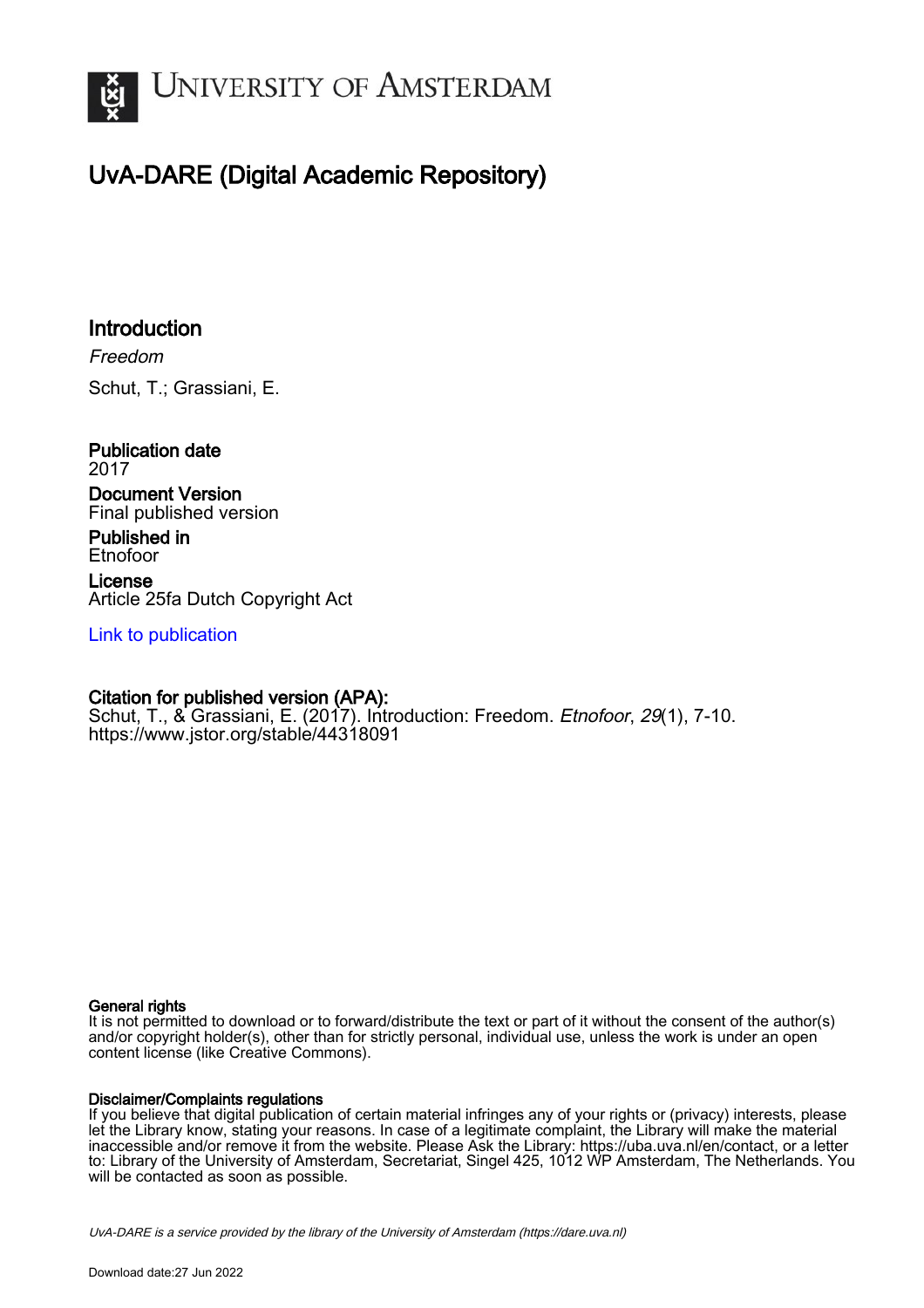# UvA-DARE (Digital Academic Repository)

## Introduction

*Freedom*

Schut, T.; Grassiani, E.

**Publication date**
2017

**Document Version**
Final published version

**Published in**
Etnofoor

**License**
Article 25fa Dutch Copyright Act

Link to publication

**Citation for published version (APA):**
Schut, T., & Grassiani, E. (2017). Introduction: Freedom. *Etnofoor*, *29*(1), 7-10. https://www.jstor.org/stable/44318091

**General rights**
It is not permitted to download or to forward/distribute the text or part of it without the consent of the author(s) and/or copyright holder(s), other than for strictly personal, individual use, unless the work is under an open content license (like Creative Commons).

**Disclaimer/Complaints regulations**
If you believe that digital publication of certain material infringes any of your rights or (privacy) interests, please let the Library know, stating your reasons. In case of a legitimate complaint, the Library will make the material inaccessible and/or remove it from the website. Please Ask the Library: https://uba.uva.nl/en/contact, or a letter to: Library of the University of Amsterdam, Secretariat, Singel 425, 1012 WP Amsterdam, The Netherlands. You will be contacted as soon as possible.

*UvA-DARE is a service provided by the library of the University of Amsterdam (https://dare.uva.nl)*

Download date:27 Jun 2022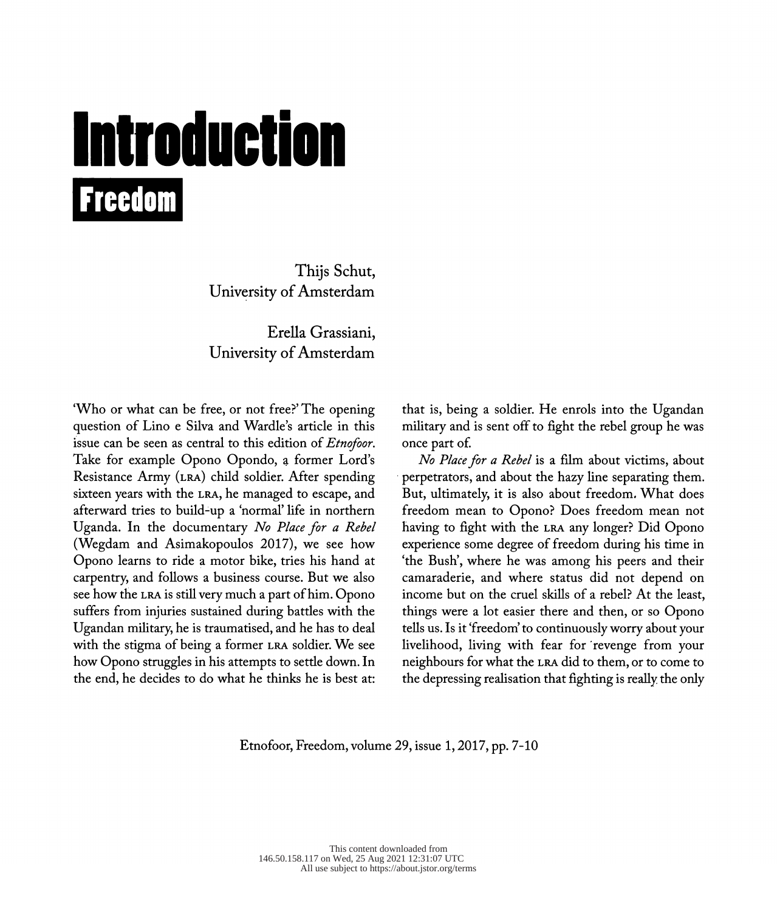# Introduction

## Freedom

Thijs Schut,
University of Amsterdam

Erella Grassiani,
University of Amsterdam

'Who or what can be free, or not free?' The opening question of Lino e Silva and Wardle's article in this issue can be seen as central to this edition of *Etnofoor*. Take for example Opono Opondo, a former Lord's Resistance Army (LRA) child soldier. After spending sixteen years with the LRA, he managed to escape, and afterward tries to build-up a 'normal' life in northern Uganda. In the documentary *No Place for a Rebel* (Wegdam and Asimakopoulos 2017), we see how Opono learns to ride a motor bike, tries his hand at carpentry, and follows a business course. But we also see how the LRA is still very much a part of him. Opono suffers from injuries sustained during battles with the Ugandan military, he is traumatised, and he has to deal with the stigma of being a former LRA soldier. We see how Opono struggles in his attempts to settle down. In the end, he decides to do what he thinks he is best at: that is, being a soldier. He enrols into the Ugandan military and is sent off to fight the rebel group he was once part of.

*No Place for a Rebel* is a film about victims, about perpetrators, and about the hazy line separating them. But, ultimately, it is also about freedom. What does freedom mean to Opono? Does freedom mean not having to fight with the LRA any longer? Did Opono experience some degree of freedom during his time in 'the Bush', where he was among his peers and their camaraderie, and where status did not depend on income but on the cruel skills of a rebel? At the least, things were a lot easier there and then, or so Opono tells us. Is it 'freedom' to continuously worry about your livelihood, living with fear for revenge from your neighbours for what the LRA did to them, or to come to the depressing realisation that fighting is really the only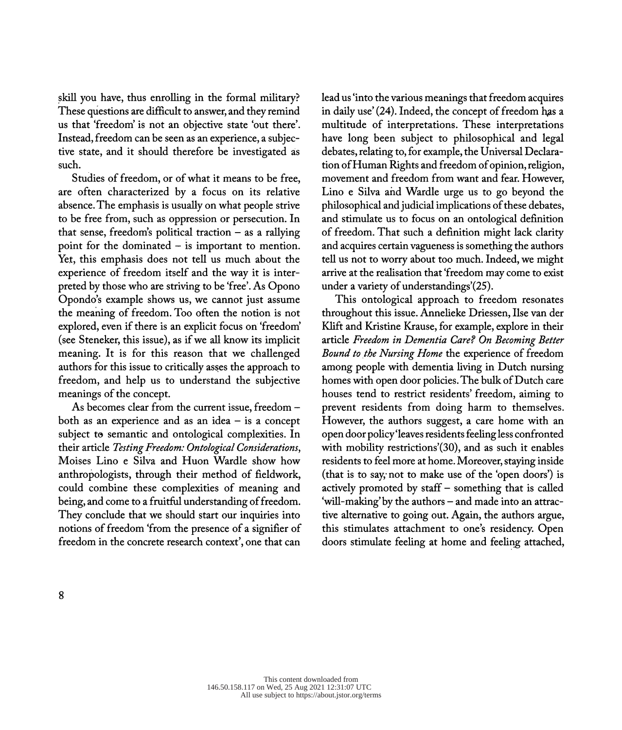skill you have, thus enrolling in the formal military? These questions are difficult to answer, and they remind us that 'freedom' is not an objective state 'out there'. Instead, freedom can be seen as an experience, a subjective state, and it should therefore be investigated as such.

Studies of freedom, or of what it means to be free, are often characterized by a focus on its relative absence. The emphasis is usually on what people strive to be free from, such as oppression or persecution. In that sense, freedom's political traction – as a rallying point for the dominated – is important to mention. Yet, this emphasis does not tell us much about the experience of freedom itself and the way it is interpreted by those who are striving to be 'free'. As Opono Opondo's example shows us, we cannot just assume the meaning of freedom. Too often the notion is not explored, even if there is an explicit focus on 'freedom' (see Steneker, this issue), as if we all know its implicit meaning. It is for this reason that we challenged authors for this issue to critically asses the approach to freedom, and help us to understand the subjective meanings of the concept.

As becomes clear from the current issue, freedom – both as an experience and as an idea – is a concept subject to semantic and ontological complexities. In their article *Testing Freedom: Ontological Considerations*, Moises Lino e Silva and Huon Wardle show how anthropologists, through their method of fieldwork, could combine these complexities of meaning and being, and come to a fruitful understanding of freedom. They conclude that we should start our inquiries into notions of freedom 'from the presence of a signifier of freedom in the concrete research context', one that can lead us 'into the various meanings that freedom acquires in daily use' (24). Indeed, the concept of freedom has a multitude of interpretations. These interpretations have long been subject to philosophical and legal debates, relating to, for example, the Universal Declaration of Human Rights and freedom of opinion, religion, movement and freedom from want and fear. However, Lino e Silva and Wardle urge us to go beyond the philosophical and judicial implications of these debates, and stimulate us to focus on an ontological definition of freedom. That such a definition might lack clarity and acquires certain vagueness is something the authors tell us not to worry about too much. Indeed, we might arrive at the realisation that 'freedom may come to exist under a variety of understandings'(25).

This ontological approach to freedom resonates throughout this issue. Annelieke Driessen, Ilse van der Klift and Kristine Krause, for example, explore in their article *Freedom in Dementia Care? On Becoming Better Bound to the Nursing Home* the experience of freedom among people with dementia living in Dutch nursing homes with open door policies. The bulk of Dutch care houses tend to restrict residents' freedom, aiming to prevent residents from doing harm to themselves. However, the authors suggest, a care home with an open door policy 'leaves residents feeling less confronted with mobility restrictions'(30), and as such it enables residents to feel more at home. Moreover, staying inside (that is to say, not to make use of the 'open doors') is actively promoted by staff – something that is called 'will-making' by the authors – and made into an attractive alternative to going out. Again, the authors argue, this stimulates attachment to one's residency. Open doors stimulate feeling at home and feeling attached,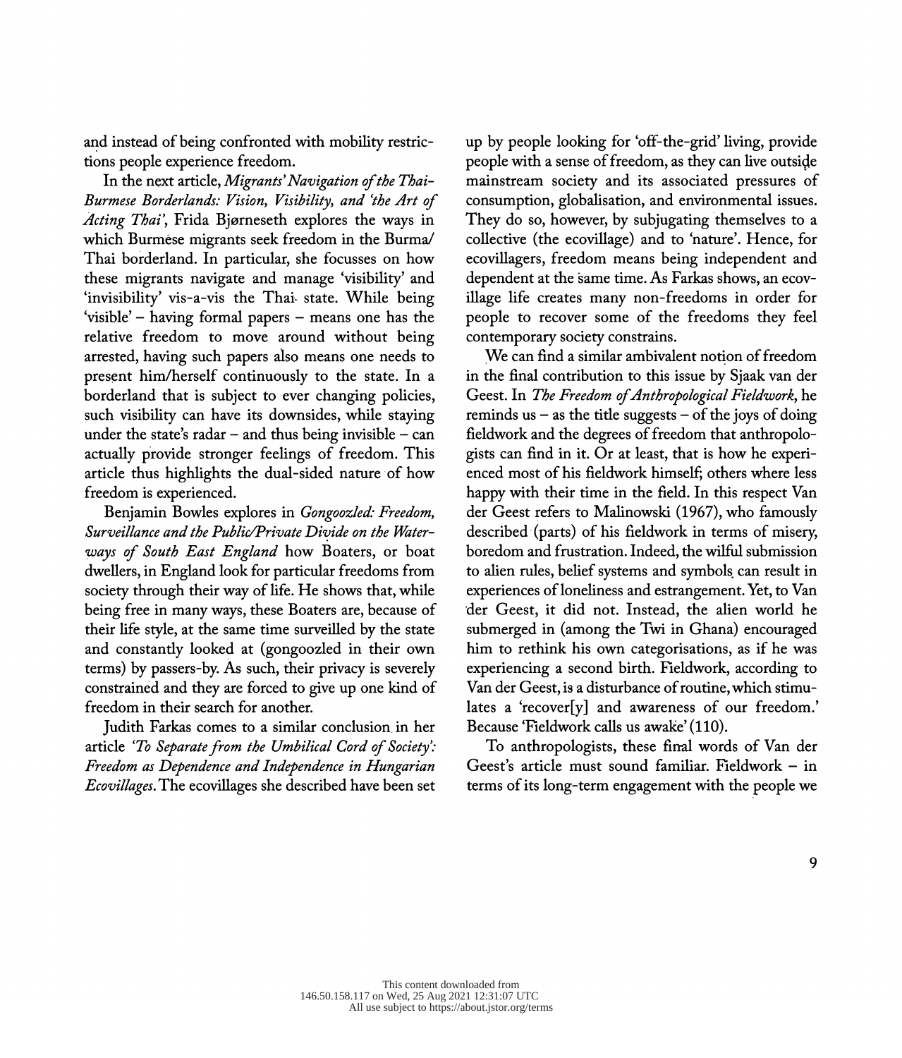and instead of being confronted with mobility restrictions people experience freedom.

In the next article, *Migrants' Navigation of the Thai-Burmese Borderlands: Vision, Visibility, and 'the Art of Acting Thai'*, Frida Bjørneseth explores the ways in which Burmese migrants seek freedom in the Burma/Thai borderland. In particular, she focusses on how these migrants navigate and manage 'visibility' and 'invisibility' vis-a-vis the Thai state. While being 'visible' – having formal papers – means one has the relative freedom to move around without being arrested, having such papers also means one needs to present him/herself continuously to the state. In a borderland that is subject to ever changing policies, such visibility can have its downsides, while staying under the state's radar – and thus being invisible – can actually provide stronger feelings of freedom. This article thus highlights the dual-sided nature of how freedom is experienced.

Benjamin Bowles explores in *Gongoozled: Freedom, Surveillance and the Public/Private Divide on the Waterways of South East England* how Boaters, or boat dwellers, in England look for particular freedoms from society through their way of life. He shows that, while being free in many ways, these Boaters are, because of their life style, at the same time surveilled by the state and constantly looked at (gongoozled in their own terms) by passers-by. As such, their privacy is severely constrained and they are forced to give up one kind of freedom in their search for another.

Judith Farkas comes to a similar conclusion in her article *'To Separate from the Umbilical Cord of Society': Freedom as Dependence and Independence in Hungarian Ecovillages*. The ecovillages she described have been set up by people looking for 'off-the-grid' living, provide people with a sense of freedom, as they can live outside mainstream society and its associated pressures of consumption, globalisation, and environmental issues. They do so, however, by subjugating themselves to a collective (the ecovillage) and to 'nature'. Hence, for ecovillagers, freedom means being independent and dependent at the same time. As Farkas shows, an ecovillage life creates many non-freedoms in order for people to recover some of the freedoms they feel contemporary society constrains.

We can find a similar ambivalent notion of freedom in the final contribution to this issue by Sjaak van der Geest. In *The Freedom of Anthropological Fieldwork*, he reminds us – as the title suggests – of the joys of doing fieldwork and the degrees of freedom that anthropologists can find in it. Or at least, that is how he experienced most of his fieldwork himself; others where less happy with their time in the field. In this respect Van der Geest refers to Malinowski (1967), who famously described (parts) of his fieldwork in terms of misery, boredom and frustration. Indeed, the wilful submission to alien rules, belief systems and symbols can result in experiences of loneliness and estrangement. Yet, to Van der Geest, it did not. Instead, the alien world he submerged in (among the Twi in Ghana) encouraged him to rethink his own categorisations, as if he was experiencing a second birth. Fieldwork, according to Van der Geest, is a disturbance of routine, which stimulates a 'recover[y] and awareness of our freedom.' Because 'Fieldwork calls us awake' (110).

To anthropologists, these final words of Van der Geest's article must sound familiar. Fieldwork – in terms of its long-term engagement with the people we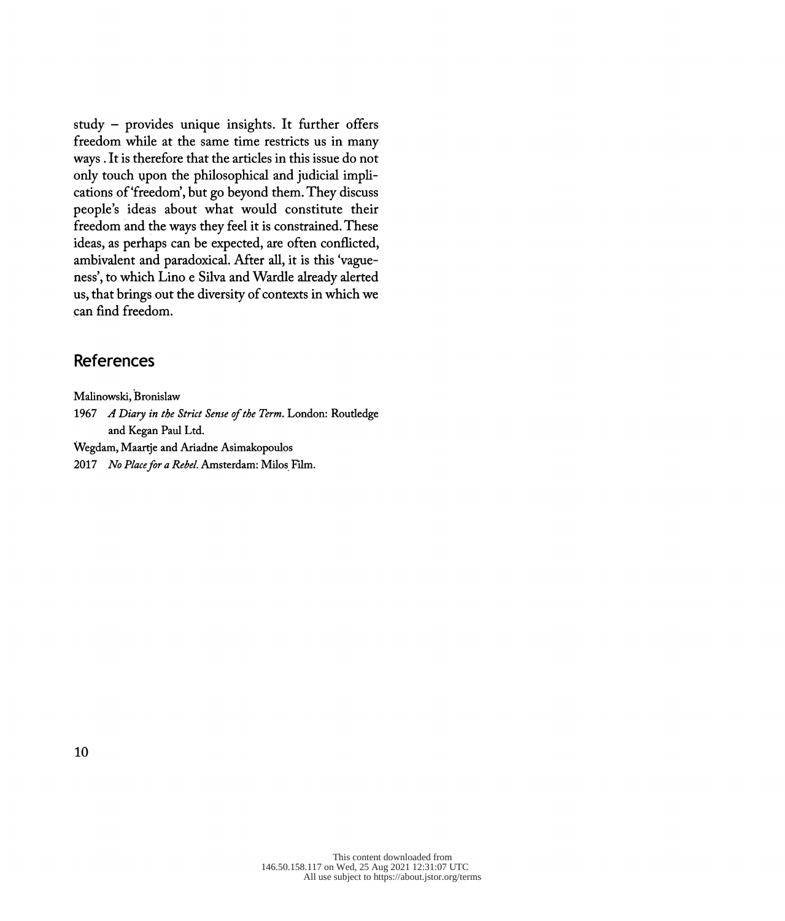study – provides unique insights. It further offers freedom while at the same time restricts us in many ways . It is therefore that the articles in this issue do not only touch upon the philosophical and judicial implications of 'freedom', but go beyond them. They discuss people's ideas about what would constitute their freedom and the ways they feel it is constrained. These ideas, as perhaps can be expected, are often conflicted, ambivalent and paradoxical. After all, it is this 'vagueness', to which Lino e Silva and Wardle already alerted us, that brings out the diversity of contexts in which we can find freedom.

## References

Malinowski, Bronislaw

1967 *A Diary in the Strict Sense of the Term*. London: Routledge and Kegan Paul Ltd.

Wegdam, Maartje and Ariadne Asimakopoulos

2017 *No Place for a Rebel*. Amsterdam: Milos Film.